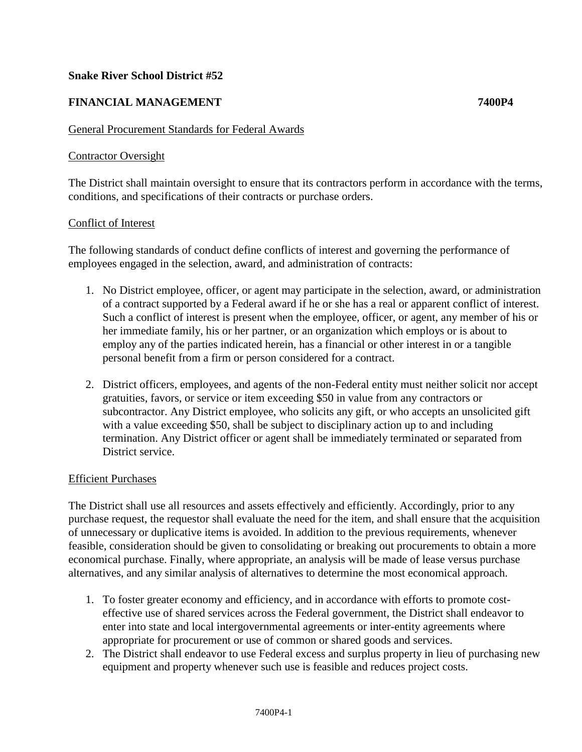**Snake River School District #52**

**FINANCIAL MANAGEMENT** **7400P4**

General Procurement Standards for Federal Awards

Contractor Oversight

The District shall maintain oversight to ensure that its contractors perform in accordance with the terms, conditions, and specifications of their contracts or purchase orders.

Conflict of Interest

The following standards of conduct define conflicts of interest and governing the performance of employees engaged in the selection, award, and administration of contracts:

1. No District employee, officer, or agent may participate in the selection, award, or administration of a contract supported by a Federal award if he or she has a real or apparent conflict of interest. Such a conflict of interest is present when the employee, officer, or agent, any member of his or her immediate family, his or her partner, or an organization which employs or is about to employ any of the parties indicated herein, has a financial or other interest in or a tangible personal benefit from a firm or person considered for a contract.

2. District officers, employees, and agents of the non-Federal entity must neither solicit nor accept gratuities, favors, or service or item exceeding $50 in value from any contractors or subcontractor. Any District employee, who solicits any gift, or who accepts an unsolicited gift with a value exceeding $50, shall be subject to disciplinary action up to and including termination. Any District officer or agent shall be immediately terminated or separated from District service.

Efficient Purchases

The District shall use all resources and assets effectively and efficiently. Accordingly, prior to any purchase request, the requestor shall evaluate the need for the item, and shall ensure that the acquisition of unnecessary or duplicative items is avoided. In addition to the previous requirements, whenever feasible, consideration should be given to consolidating or breaking out procurements to obtain a more economical purchase. Finally, where appropriate, an analysis will be made of lease versus purchase alternatives, and any similar analysis of alternatives to determine the most economical approach.

1. To foster greater economy and efficiency, and in accordance with efforts to promote cost-effective use of shared services across the Federal government, the District shall endeavor to enter into state and local intergovernmental agreements or inter-entity agreements where appropriate for procurement or use of common or shared goods and services.
2. The District shall endeavor to use Federal excess and surplus property in lieu of purchasing new equipment and property whenever such use is feasible and reduces project costs.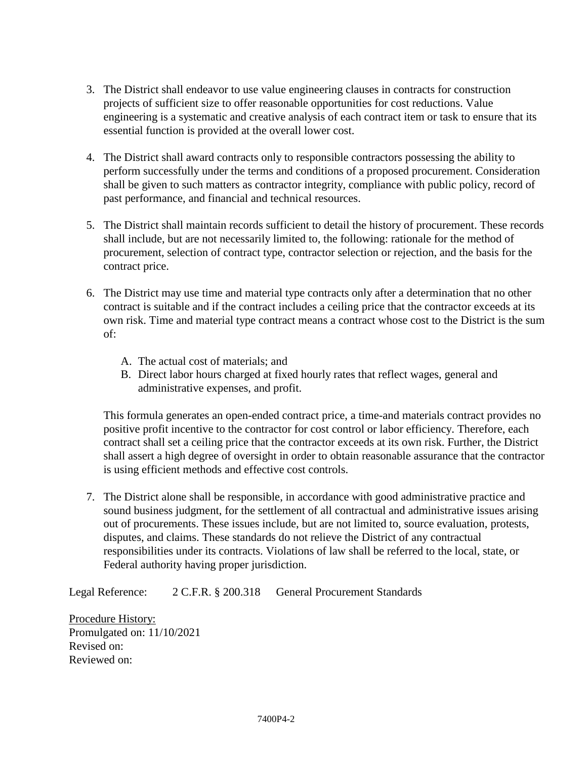3. The District shall endeavor to use value engineering clauses in contracts for construction projects of sufficient size to offer reasonable opportunities for cost reductions. Value engineering is a systematic and creative analysis of each contract item or task to ensure that its essential function is provided at the overall lower cost.

4. The District shall award contracts only to responsible contractors possessing the ability to perform successfully under the terms and conditions of a proposed procurement. Consideration shall be given to such matters as contractor integrity, compliance with public policy, record of past performance, and financial and technical resources.

5. The District shall maintain records sufficient to detail the history of procurement. These records shall include, but are not necessarily limited to, the following: rationale for the method of procurement, selection of contract type, contractor selection or rejection, and the basis for the contract price.

6. The District may use time and material type contracts only after a determination that no other contract is suitable and if the contract includes a ceiling price that the contractor exceeds at its own risk. Time and material type contract means a contract whose cost to the District is the sum of:

   A. The actual cost of materials; and
   B. Direct labor hours charged at fixed hourly rates that reflect wages, general and administrative expenses, and profit.

   This formula generates an open-ended contract price, a time-and materials contract provides no positive profit incentive to the contractor for cost control or labor efficiency. Therefore, each contract shall set a ceiling price that the contractor exceeds at its own risk. Further, the District shall assert a high degree of oversight in order to obtain reasonable assurance that the contractor is using efficient methods and effective cost controls.

7. The District alone shall be responsible, in accordance with good administrative practice and sound business judgment, for the settlement of all contractual and administrative issues arising out of procurements. These issues include, but are not limited to, source evaluation, protests, disputes, and claims. These standards do not relieve the District of any contractual responsibilities under its contracts. Violations of law shall be referred to the local, state, or Federal authority having proper jurisdiction.

Legal Reference: 2 C.F.R. § 200.318 General Procurement Standards

Procedure History:
Promulgated on: 11/10/2021
Revised on:
Reviewed on: